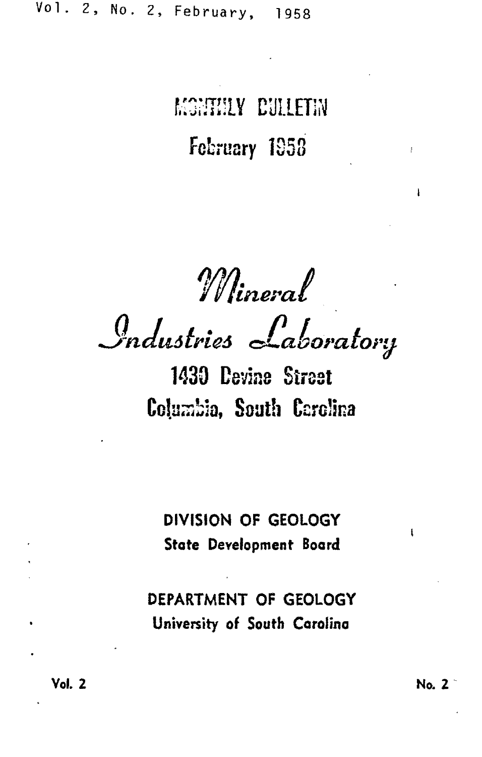Vol. 2, No. 2, February, 1958

# MONTHLY BULLETIN

## February 1958

# *Mineral Industries Laboratory*

1430 Devine Street

Columbia, South Carolina

**DIVISION OF GEOLOGY**

**State Development Board**

**DEPARTMENT OF GEOLOGY**

**University of South Carolina**

**Vol. 2** **No. 2**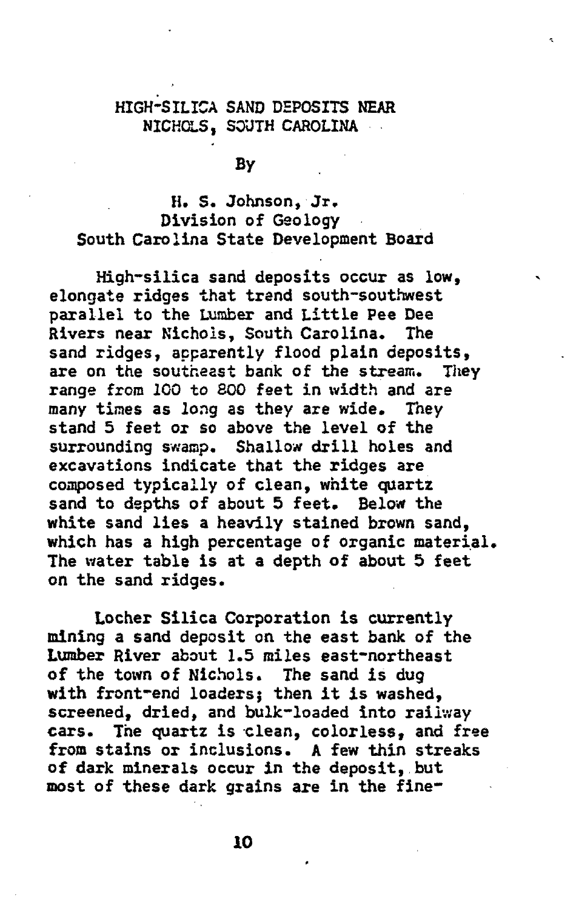# HIGH-SILICA SAND DEPOSITS NEAR NICHOLS, SOUTH CAROLINA

By

H. S. Johnson, Jr.
Division of Geology
South Carolina State Development Board

High-silica sand deposits occur as low, elongate ridges that trend south-southwest parallel to the Lumber and Little Pee Dee Rivers near Nichols, South Carolina. The sand ridges, apparently flood plain deposits, are on the southeast bank of the stream. They range from 100 to 800 feet in width and are many times as long as they are wide. They stand 5 feet or so above the level of the surrounding swamp. Shallow drill holes and excavations indicate that the ridges are composed typically of clean, white quartz sand to depths of about 5 feet. Below the white sand lies a heavily stained brown sand, which has a high percentage of organic material. The water table is at a depth of about 5 feet on the sand ridges.

Locher Silica Corporation is currently mining a sand deposit on the east bank of the Lumber River about 1.5 miles east-northeast of the town of Nichols. The sand is dug with front-end loaders; then it is washed, screened, dried, and bulk-loaded into railway cars. The quartz is clean, colorless, and free from stains or inclusions. A few thin streaks of dark minerals occur in the deposit, but most of these dark grains are in the fine-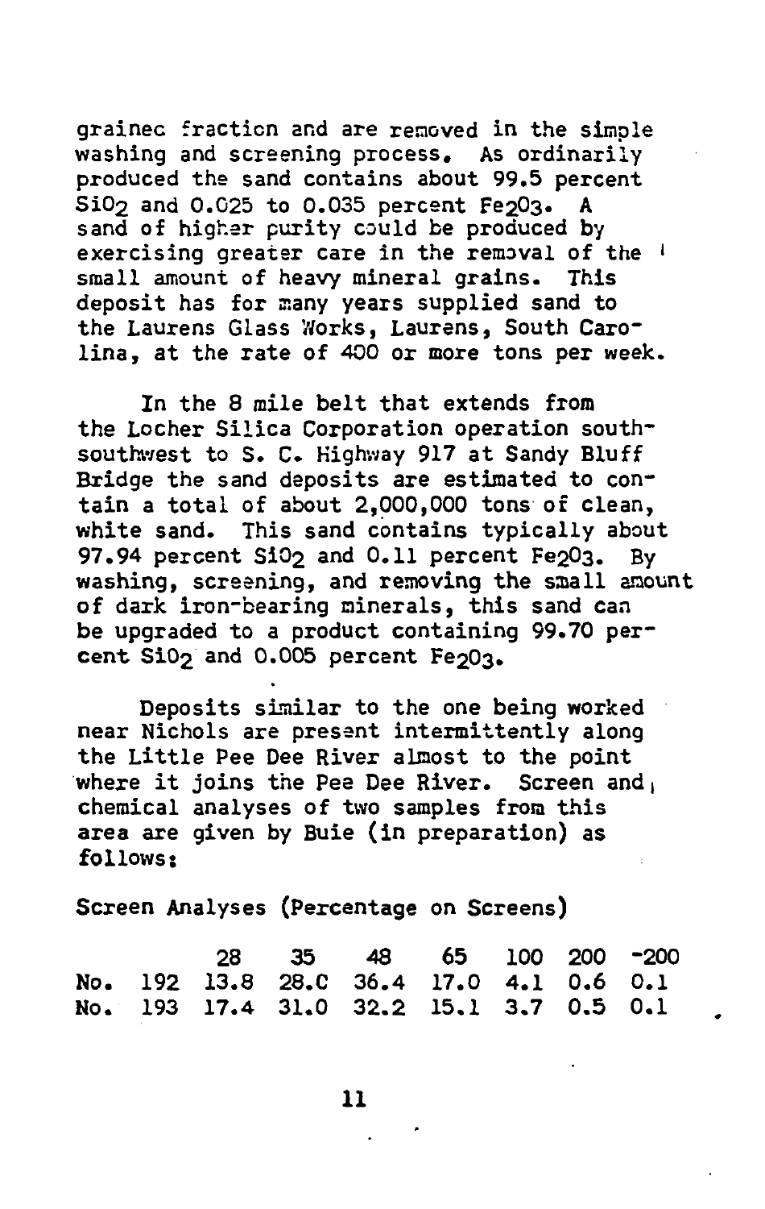grainec fraction and are removed in the simple washing and screening process. As ordinarily produced the sand contains about 99.5 percent $SiO_2$ and 0.025 to 0.035 percent $Fe_2O_3$. A sand of higher purity could be produced by exercising greater care in the removal of the small amount of heavy mineral grains. This deposit has for many years supplied sand to the Laurens Glass Works, Laurens, South Carolina, at the rate of 400 or more tons per week.

In the 8 mile belt that extends from the Locher Silica Corporation operation south-southwest to S. C. Highway 917 at Sandy Bluff Bridge the sand deposits are estimated to contain a total of about 2,000,000 tons of clean, white sand. This sand contains typically about 97.94 percent $SiO_2$ and 0.11 percent $Fe_2O_3$. By washing, screening, and removing the small amount of dark iron-bearing minerals, this sand can be upgraded to a product containing 99.70 percent $SiO_2$ and 0.005 percent $Fe_2O_3$.

Deposits similar to the one being worked near Nichols are present intermittently along the Little Pee Dee River almost to the point where it joins the Pee Dee River. Screen and chemical analyses of two samples from this area are given by Buie (in preparation) as follows:

Screen Analyses (Percentage on Screens)

| | 28 | 35 | 48 | 65 | 100 | 200 | -200 |
|---|---|---|---|---|---|---|---|
| No. 192 | 13.8 | 28.C | 36.4 | 17.0 | 4.1 | 0.6 | 0.1 |
| No. 193 | 17.4 | 31.0 | 32.2 | 15.1 | 3.7 | 0.5 | 0.1 |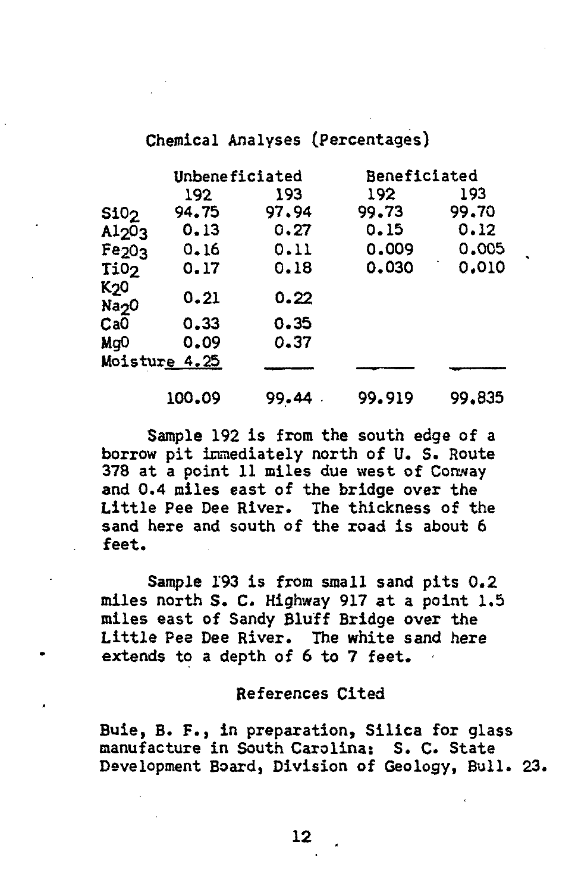Chemical Analyses (Percentages)

| | Unbeneficiated | | Beneficiated | |
|---|---|---|---|---|
| | 192 | 193 | 192 | 193 |
| $SiO_2$ | 94.75 | 97.94 | 99.73 | 99.70 |
| $Al_2O_3$ | 0.13 | 0.27 | 0.15 | 0.12 |
| $Fe_2O_3$ | 0.16 | 0.11 | 0.009 | 0.005 |
| $TiO_2$ | 0.17 | 0.18 | 0.030 | 0.010 |
| $K_2O$ $Na_2O$ | 0.21 | 0.22 | | |
| CaO | 0.33 | 0.35 | | |
| MgO | 0.09 | 0.37 | | |
| Moisture | 4.25 | | | |
| | 100.09 | 99.44 | 99.919 | 99.835 |

Sample 192 is from the south edge of a borrow pit immediately north of U. S. Route 378 at a point 11 miles due west of Conway and 0.4 miles east of the bridge over the Little Pee Dee River. The thickness of the sand here and south of the road is about 6 feet.

Sample 193 is from small sand pits 0.2 miles north S. C. Highway 917 at a point 1.5 miles east of Sandy Bluff Bridge over the Little Pee Dee River. The white sand here extends to a depth of 6 to 7 feet.

## References Cited

Buie, B. F., in preparation, Silica for glass manufacture in South Carolina: S. C. State Development Board, Division of Geology, Bull. 23.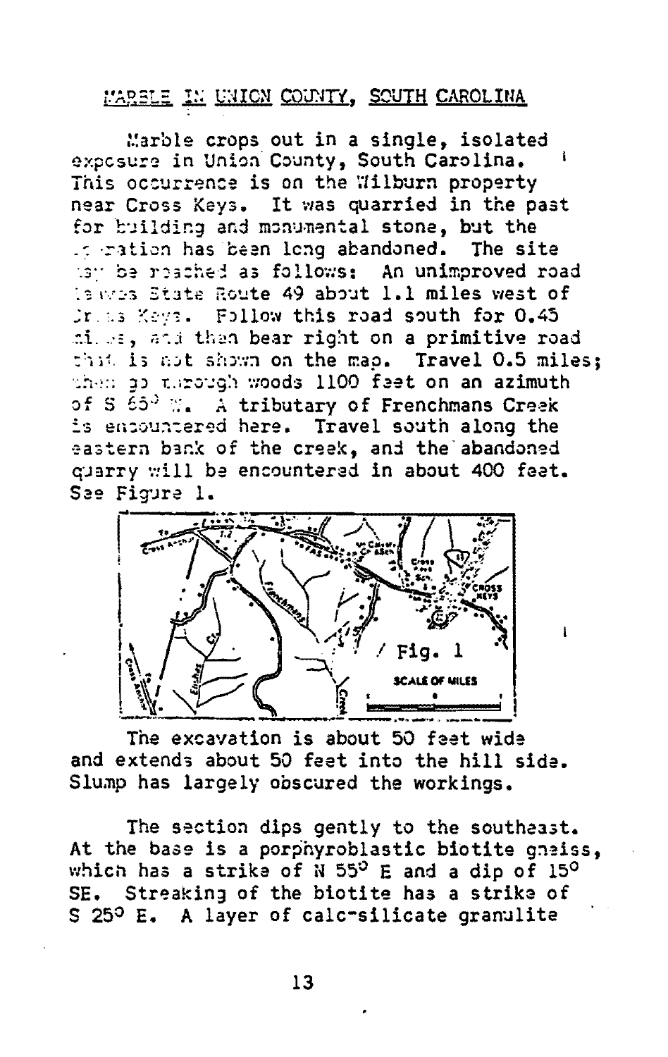## MARBLE IN UNION COUNTY, SOUTH CAROLINA

Marble crops out in a single, isolated exposure in Union County, South Carolina. This occurrence is on the Wilburn property near Cross Keys. It was quarried in the past for building and monumental stone, but the operation has been long abandoned. The site may be reached as follows: An unimproved road leaves State Route 49 about 1.1 miles west of Cross Keys. Follow this road south for 0.45 miles, and then bear right on a primitive road that is not shown on the map. Travel 0.5 miles; then go through woods 1100 feet on an azimuth of S 65° W. A tributary of Frenchmans Creek is encountered here. Travel south along the eastern bank of the creek, and the abandoned quarry will be encountered in about 400 feet. See Figure 1.

Fig. 1

The excavation is about 50 feet wide and extends about 50 feet into the hill side. Slump has largely obscured the workings.

The section dips gently to the southeast. At the base is a porphyroblastic biotite gneiss, which has a strike of N 55° E and a dip of 15° SE. Streaking of the biotite has a strike of S 25° E. A layer of calc-silicate granulite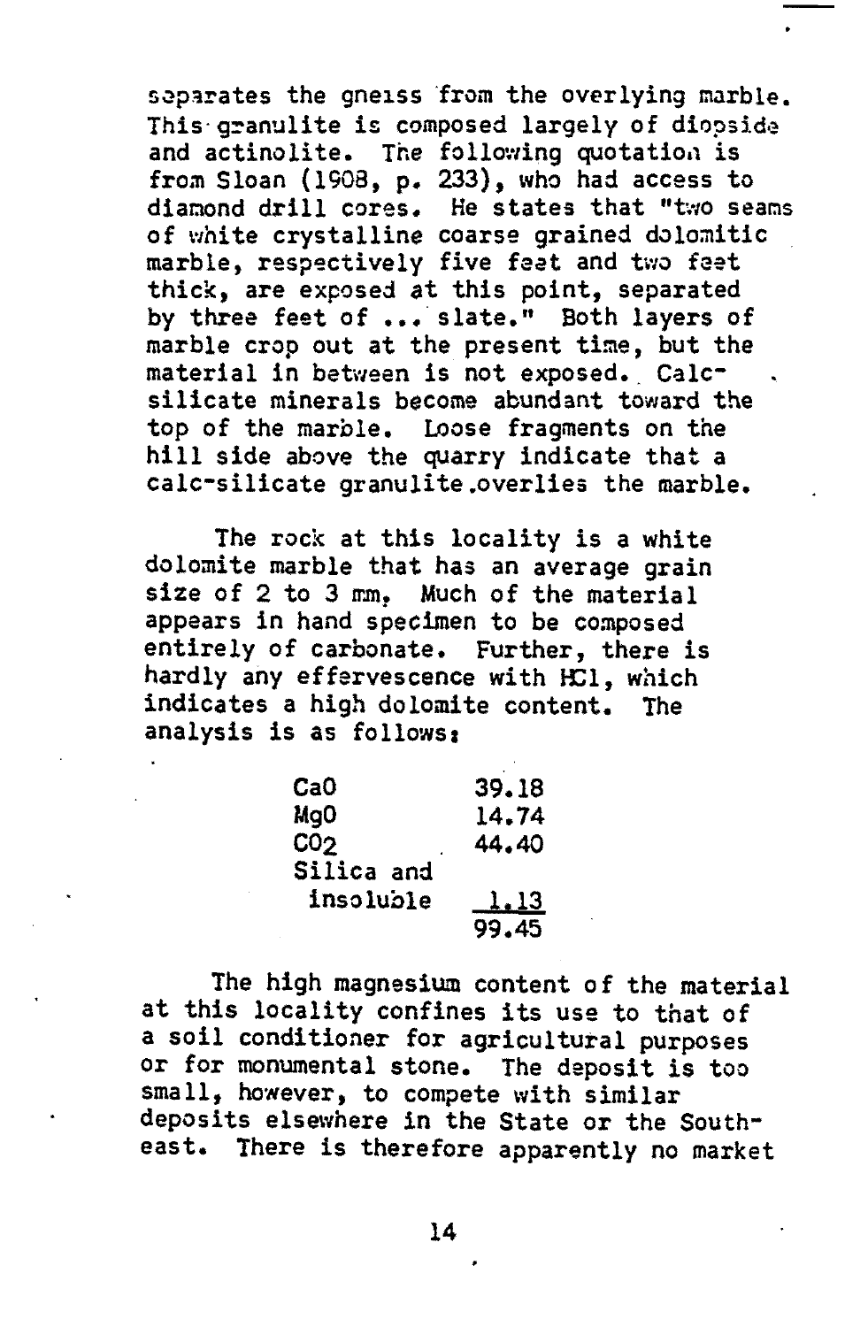separates the gneiss from the overlying marble. This granulite is composed largely of diopside and actinolite. The following quotation is from Sloan (1908, p. 233), who had access to diamond drill cores. He states that "two seams of white crystalline coarse grained dolomitic marble, respectively five feet and two feet thick, are exposed at this point, separated by three feet of ... slate." Both layers of marble crop out at the present time, but the material in between is not exposed. Calc-silicate minerals become abundant toward the top of the marble. Loose fragments on the hill side above the quarry indicate that a calc-silicate granulite overlies the marble.

The rock at this locality is a white dolomite marble that has an average grain size of 2 to 3 mm. Much of the material appears in hand specimen to be composed entirely of carbonate. Further, there is hardly any effervescence with HCl, which indicates a high dolomite content. The analysis is as follows:

| | |
|---|---|
| CaO | 39.18 |
| MgO | 14.74 |
| $CO_2$ | 44.40 |
| Silica and insoluble | 1.13 |
| | 99.45 |

The high magnesium content of the material at this locality confines its use to that of a soil conditioner for agricultural purposes or for monumental stone. The deposit is too small, however, to compete with similar deposits elsewhere in the State or the Southeast. There is therefore apparently no market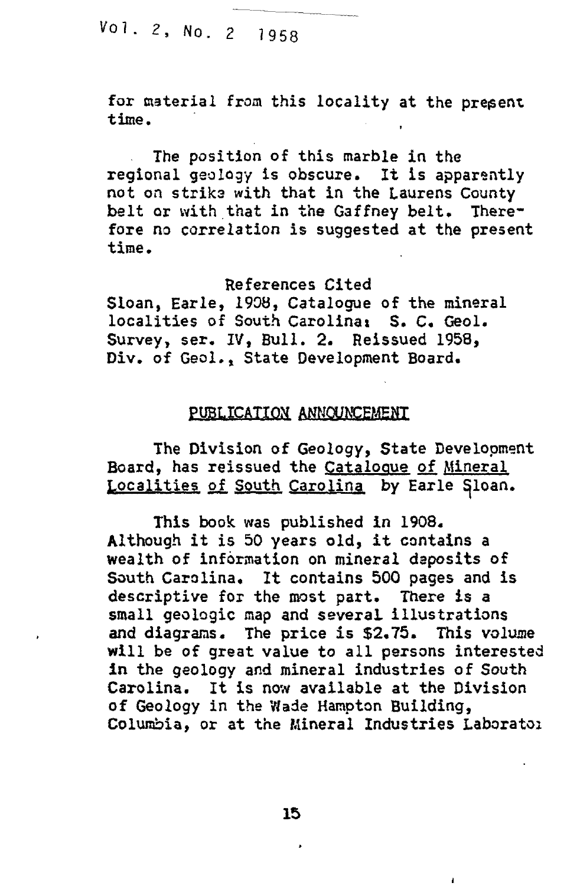for material from this locality at the present time.

The position of this marble in the regional geology is obscure. It is apparently not on strike with that in the Laurens County belt or with that in the Gaffney belt. Therefore no correlation is suggested at the present time.

References Cited

Sloan, Earle, 1908, Catalogue of the mineral localities of South Carolina: S. C. Geol. Survey, ser. IV, Bull. 2. Reissued 1958, Div. of Geol., State Development Board.

## PUBLICATION ANNOUNCEMENT

The Division of Geology, State Development Board, has reissued the Catalogue of Mineral Localities of South Carolina by Earle Sloan.

This book was published in 1908. Although it is 50 years old, it contains a wealth of information on mineral deposits of South Carolina. It contains 500 pages and is descriptive for the most part. There is a small geologic map and several illustrations and diagrams. The price is $2.75. This volume will be of great value to all persons interested in the geology and mineral industries of South Carolina. It is now available at the Division of Geology in the Wade Hampton Building, Columbia, or at the Mineral Industries Laborato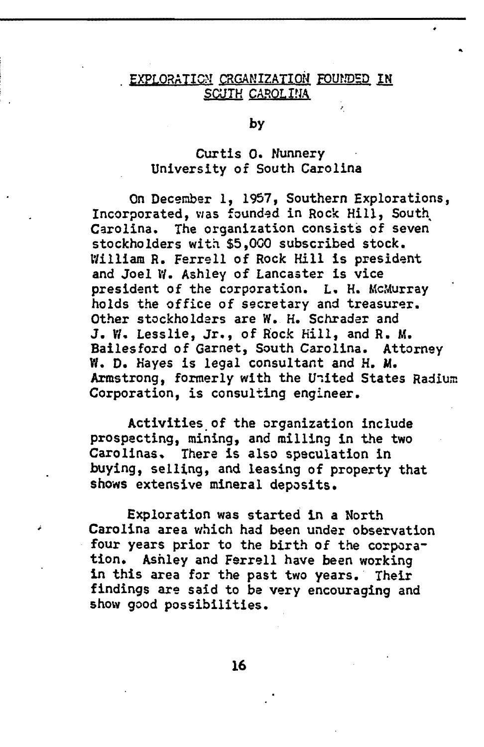## EXPLORATION ORGANIZATION FOUNDED IN SOUTH CAROLINA

by

Curtis O. Nunnery
University of South Carolina

On December 1, 1957, Southern Explorations, Incorporated, was founded in Rock Hill, South Carolina. The organization consists of seven stockholders with $5,000 subscribed stock. William R. Ferrell of Rock Hill is president and Joel W. Ashley of Lancaster is vice president of the corporation. L. H. McMurray holds the office of secretary and treasurer. Other stockholders are W. H. Schrader and J. W. Lesslie, Jr., of Rock Hill, and R. M. Bailesford of Garnet, South Carolina. Attorney W. D. Hayes is legal consultant and H. M. Armstrong, formerly with the United States Radium Corporation, is consulting engineer.

Activities of the organization include prospecting, mining, and milling in the two Carolinas. There is also speculation in buying, selling, and leasing of property that shows extensive mineral deposits.

Exploration was started in a North Carolina area which had been under observation four years prior to the birth of the corporation. Ashley and Ferrell have been working in this area for the past two years. Their findings are said to be very encouraging and show good possibilities.